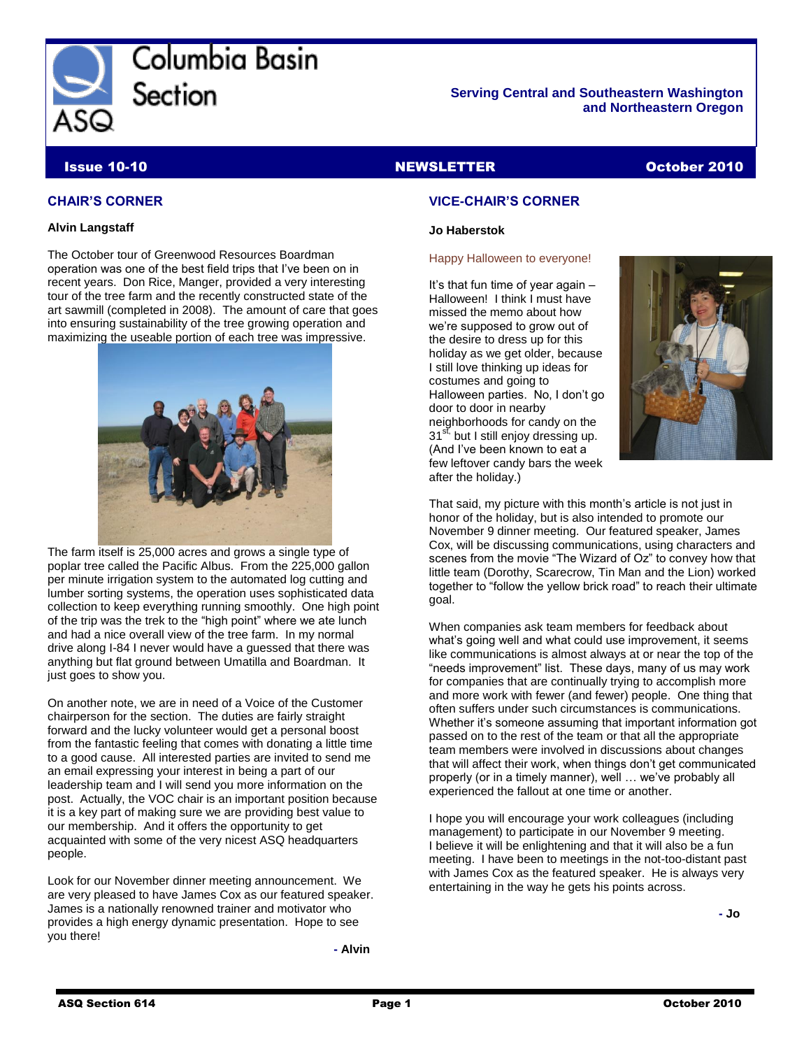# Columbia Basin Section

ASQ

**Serving Central and Southeastern Washington and Northeastern Oregon**

**Issue 10-10** | **NEWSLETTER** | **October 2010**

## CHAIR'S CORNER

**Alvin Langstaff**

The October tour of Greenwood Resources Boardman operation was one of the best field trips that I've been on in recent years. Don Rice, Manger, provided a very interesting tour of the tree farm and the recently constructed state of the art sawmill (completed in 2008). The amount of care that goes into ensuring sustainability of the tree growing operation and maximizing the useable portion of each tree was impressive.

The farm itself is 25,000 acres and grows a single type of poplar tree called the Pacific Albus. From the 225,000 gallon per minute irrigation system to the automated log cutting and lumber sorting systems, the operation uses sophisticated data collection to keep everything running smoothly. One high point of the trip was the trek to the "high point" where we ate lunch and had a nice overall view of the tree farm. In my normal drive along I-84 I never would have a guessed that there was anything but flat ground between Umatilla and Boardman. It just goes to show you.

On another note, we are in need of a Voice of the Customer chairperson for the section. The duties are fairly straight forward and the lucky volunteer would get a personal boost from the fantastic feeling that comes with donating a little time to a good cause. All interested parties are invited to send me an email expressing your interest in being a part of our leadership team and I will send you more information on the post. Actually, the VOC chair is an important position because it is a key part of making sure we are providing best value to our membership. And it offers the opportunity to get acquainted with some of the very nicest ASQ headquarters people.

Look for our November dinner meeting announcement. We are very pleased to have James Cox as our featured speaker. James is a nationally renowned trainer and motivator who provides a high energy dynamic presentation. Hope to see you there!

**- Alvin**

## VICE-CHAIR'S CORNER

**Jo Haberstok**

Happy Halloween to everyone!

It's that fun time of year again – Halloween! I think I must have missed the memo about how we're supposed to grow out of the desire to dress up for this holiday as we get older, because I still love thinking up ideas for costumes and going to Halloween parties. No, I don't go door to door in nearby neighborhoods for candy on the 31st, but I still enjoy dressing up. (And I've been known to eat a few leftover candy bars the week after the holiday.)

That said, my picture with this month's article is not just in honor of the holiday, but is also intended to promote our November 9 dinner meeting. Our featured speaker, James Cox, will be discussing communications, using characters and scenes from the movie "The Wizard of Oz" to convey how that little team (Dorothy, Scarecrow, Tin Man and the Lion) worked together to "follow the yellow brick road" to reach their ultimate goal.

When companies ask team members for feedback about what's going well and what could use improvement, it seems like communications is almost always at or near the top of the "needs improvement" list. These days, many of us may work for companies that are continually trying to accomplish more and more work with fewer (and fewer) people. One thing that often suffers under such circumstances is communications. Whether it's someone assuming that important information got passed on to the rest of the team or that all the appropriate team members were involved in discussions about changes that will affect their work, when things don't get communicated properly (or in a timely manner), well … we've probably all experienced the fallout at one time or another.

I hope you will encourage your work colleagues (including management) to participate in our November 9 meeting. I believe it will be enlightening and that it will also be a fun meeting. I have been to meetings in the not-too-distant past with James Cox as the featured speaker. He is always very entertaining in the way he gets his points across.

**- Jo**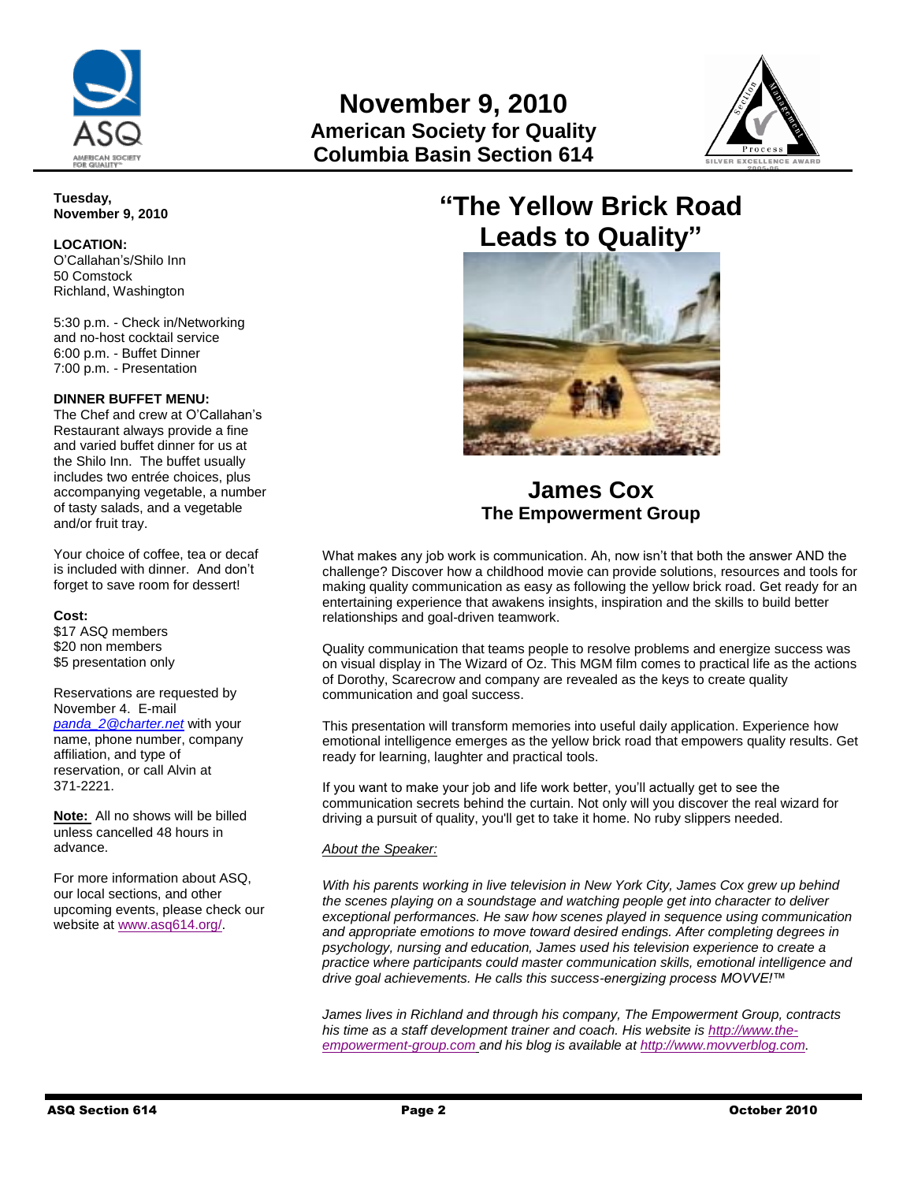# November 9, 2010
## American Society for Quality
## Columbia Basin Section 614

**Tuesday, November 9, 2010**

**LOCATION:**
O'Callahan's/Shilo Inn
50 Comstock
Richland, Washington

5:30 p.m. - Check in/Networking and no-host cocktail service
6:00 p.m. - Buffet Dinner
7:00 p.m. - Presentation

**DINNER BUFFET MENU:**
The Chef and crew at O'Callahan's Restaurant always provide a fine and varied buffet dinner for us at the Shilo Inn. The buffet usually includes two entrée choices, plus accompanying vegetable, a number of tasty salads, and a vegetable and/or fruit tray.

Your choice of coffee, tea or decaf is included with dinner. And don't forget to save room for dessert!

**Cost:**
$17 ASQ members
$20 non members
$5 presentation only

Reservations are requested by November 4. E-mail *panda_2@charter.net* with your name, phone number, company affiliation, and type of reservation, or call Alvin at 371-2221.

**Note:** All no shows will be billed unless cancelled 48 hours in advance.

For more information about ASQ, our local sections, and other upcoming events, please check our website at www.asq614.org/.

# "The Yellow Brick Road Leads to Quality"

## James Cox
### The Empowerment Group

What makes any job work is communication. Ah, now isn't that both the answer AND the challenge? Discover how a childhood movie can provide solutions, resources and tools for making quality communication as easy as following the yellow brick road. Get ready for an entertaining experience that awakens insights, inspiration and the skills to build better relationships and goal-driven teamwork.

Quality communication that teams people to resolve problems and energize success was on visual display in The Wizard of Oz. This MGM film comes to practical life as the actions of Dorothy, Scarecrow and company are revealed as the keys to create quality communication and goal success.

This presentation will transform memories into useful daily application. Experience how emotional intelligence emerges as the yellow brick road that empowers quality results. Get ready for learning, laughter and practical tools.

If you want to make your job and life work better, you'll actually get to see the communication secrets behind the curtain. Not only will you discover the real wizard for driving a pursuit of quality, you'll get to take it home. No ruby slippers needed.

*About the Speaker:*

*With his parents working in live television in New York City, James Cox grew up behind the scenes playing on a soundstage and watching people get into character to deliver exceptional performances. He saw how scenes played in sequence using communication and appropriate emotions to move toward desired endings. After completing degrees in psychology, nursing and education, James used his television experience to create a practice where participants could master communication skills, emotional intelligence and drive goal achievements. He calls this success-energizing process MOVVE!™*

*James lives in Richland and through his company, The Empowerment Group, contracts his time as a staff development trainer and coach. His website is http://www.the-empowerment-group.com and his blog is available at http://www.movverblog.com.*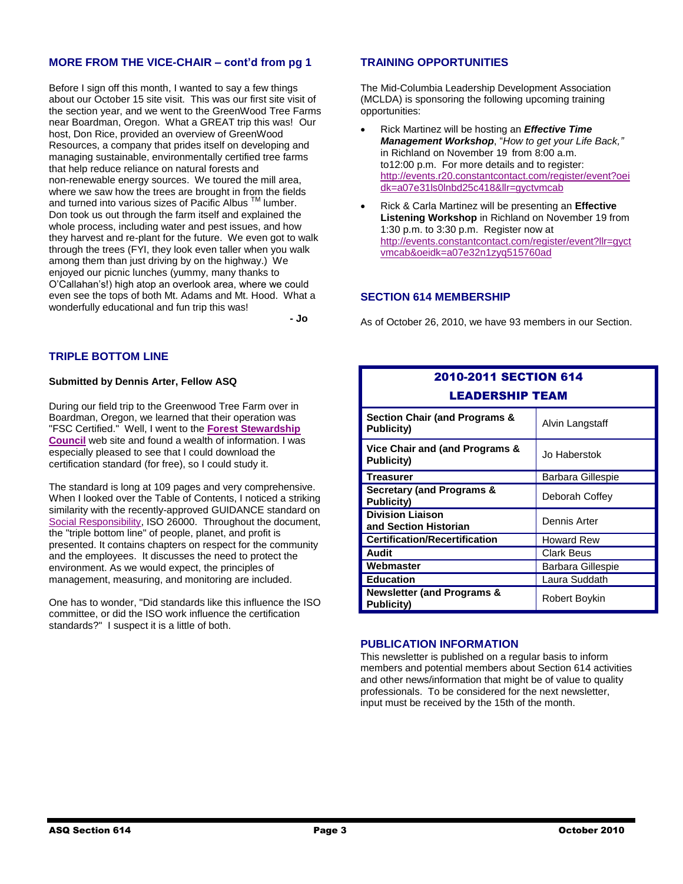## MORE FROM THE VICE-CHAIR – cont'd from pg 1

Before I sign off this month, I wanted to say a few things about our October 15 site visit. This was our first site visit of the section year, and we went to the GreenWood Tree Farms near Boardman, Oregon. What a GREAT trip this was! Our host, Don Rice, provided an overview of GreenWood Resources, a company that prides itself on developing and managing sustainable, environmentally certified tree farms that help reduce reliance on natural forests and non-renewable energy sources. We toured the mill area, where we saw how the trees are brought in from the fields and turned into various sizes of Pacific Albus ™ lumber. Don took us out through the farm itself and explained the whole process, including water and pest issues, and how they harvest and re-plant for the future. We even got to walk through the trees (FYI, they look even taller when you walk among them than just driving by on the highway.) We enjoyed our picnic lunches (yummy, many thanks to O'Callahan's!) high atop an overlook area, where we could even see the tops of both Mt. Adams and Mt. Hood. What a wonderfully educational and fun trip this was!

**- Jo**

## TRIPLE BOTTOM LINE

**Submitted by Dennis Arter, Fellow ASQ**

During our field trip to the Greenwood Tree Farm over in Boardman, Oregon, we learned that their operation was "FSC Certified." Well, I went to the **Forest Stewardship Council** web site and found a wealth of information. I was especially pleased to see that I could download the certification standard (for free), so I could study it.

The standard is long at 109 pages and very comprehensive. When I looked over the Table of Contents, I noticed a striking similarity with the recently-approved GUIDANCE standard on Social Responsibility, ISO 26000. Throughout the document, the "triple bottom line" of people, planet, and profit is presented. It contains chapters on respect for the community and the employees. It discusses the need to protect the environment. As we would expect, the principles of management, measuring, and monitoring are included.

One has to wonder, "Did standards like this influence the ISO committee, or did the ISO work influence the certification standards?" I suspect it is a little of both.

## TRAINING OPPORTUNITIES

The Mid-Columbia Leadership Development Association (MCLDA) is sponsoring the following upcoming training opportunities:

- Rick Martinez will be hosting an ***Effective Time Management Workshop***, "*How to get your Life Back,"* in Richland on November 19 from 8:00 a.m. to12:00 p.m. For more details and to register: http://events.r20.constantcontact.com/register/event?oeidk=a07e31ls0lnbd25c418&llr=gyctvmcab
- Rick & Carla Martinez will be presenting an **Effective Listening Workshop** in Richland on November 19 from 1:30 p.m. to 3:30 p.m. Register now at http://events.constantcontact.com/register/event?llr=gyctvmcab&oeidk=a07e32n1zyq515760ad

## SECTION 614 MEMBERSHIP

As of October 26, 2010, we have 93 members in our Section.

| 2010-2011 SECTION 614 LEADERSHIP TEAM | |
|---|---|
| **Section Chair (and Programs & Publicity)** | Alvin Langstaff |
| **Vice Chair and (and Programs & Publicity)** | Jo Haberstok |
| **Treasurer** | Barbara Gillespie |
| **Secretary (and Programs & Publicity)** | Deborah Coffey |
| **Division Liaison and Section Historian** | Dennis Arter |
| **Certification/Recertification** | Howard Rew |
| **Audit** | Clark Beus |
| **Webmaster** | Barbara Gillespie |
| **Education** | Laura Suddath |
| **Newsletter (and Programs & Publicity)** | Robert Boykin |

## PUBLICATION INFORMATION

This newsletter is published on a regular basis to inform members and potential members about Section 614 activities and other news/information that might be of value to quality professionals. To be considered for the next newsletter, input must be received by the 15th of the month.